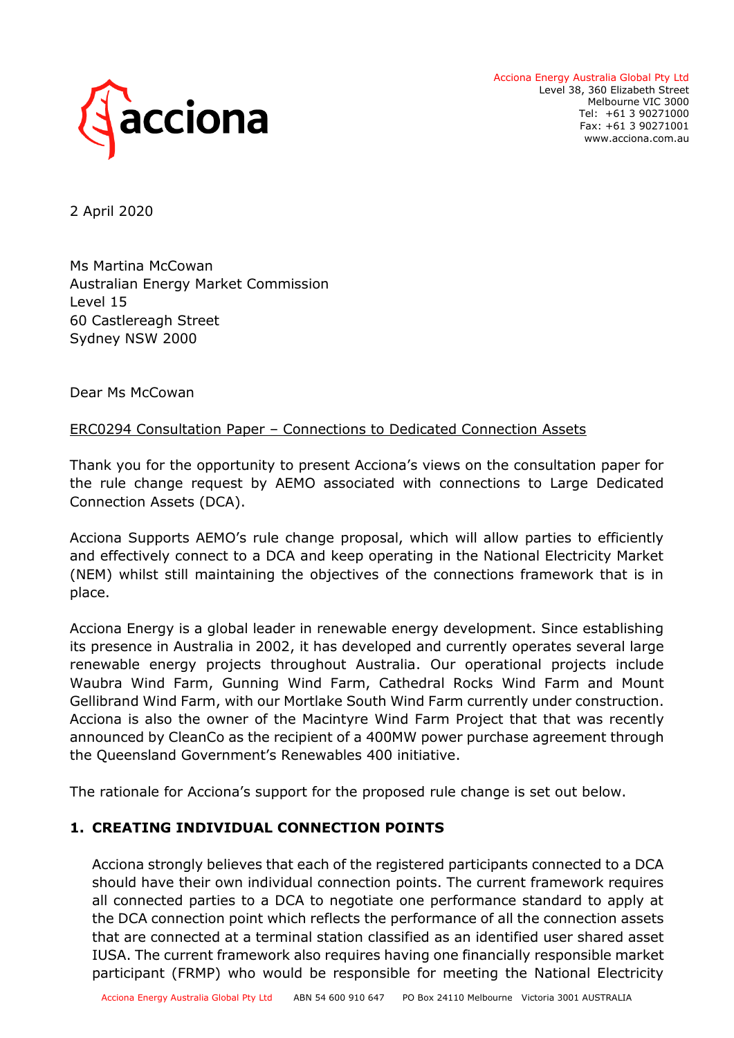Acciona Energy Australia Global Pty Ltd
Level 38, 360 Elizabeth Street
Melbourne VIC 3000
Tel: +61 3 90271000
Fax: +61 3 90271001
www.acciona.com.au

2 April 2020

Ms Martina McCowan
Australian Energy Market Commission
Level 15
60 Castlereagh Street
Sydney NSW 2000

Dear Ms McCowan

ERC0294 Consultation Paper – Connections to Dedicated Connection Assets

Thank you for the opportunity to present Acciona's views on the consultation paper for the rule change request by AEMO associated with connections to Large Dedicated Connection Assets (DCA).

Acciona Supports AEMO's rule change proposal, which will allow parties to efficiently and effectively connect to a DCA and keep operating in the National Electricity Market (NEM) whilst still maintaining the objectives of the connections framework that is in place.

Acciona Energy is a global leader in renewable energy development. Since establishing its presence in Australia in 2002, it has developed and currently operates several large renewable energy projects throughout Australia. Our operational projects include Waubra Wind Farm, Gunning Wind Farm, Cathedral Rocks Wind Farm and Mount Gellibrand Wind Farm, with our Mortlake South Wind Farm currently under construction. Acciona is also the owner of the Macintyre Wind Farm Project that that was recently announced by CleanCo as the recipient of a 400MW power purchase agreement through the Queensland Government's Renewables 400 initiative.

The rationale for Acciona's support for the proposed rule change is set out below.

**1. CREATING INDIVIDUAL CONNECTION POINTS**

Acciona strongly believes that each of the registered participants connected to a DCA should have their own individual connection points. The current framework requires all connected parties to a DCA to negotiate one performance standard to apply at the DCA connection point which reflects the performance of all the connection assets that are connected at a terminal station classified as an identified user shared asset IUSA. The current framework also requires having one financially responsible market participant (FRMP) who would be responsible for meeting the National Electricity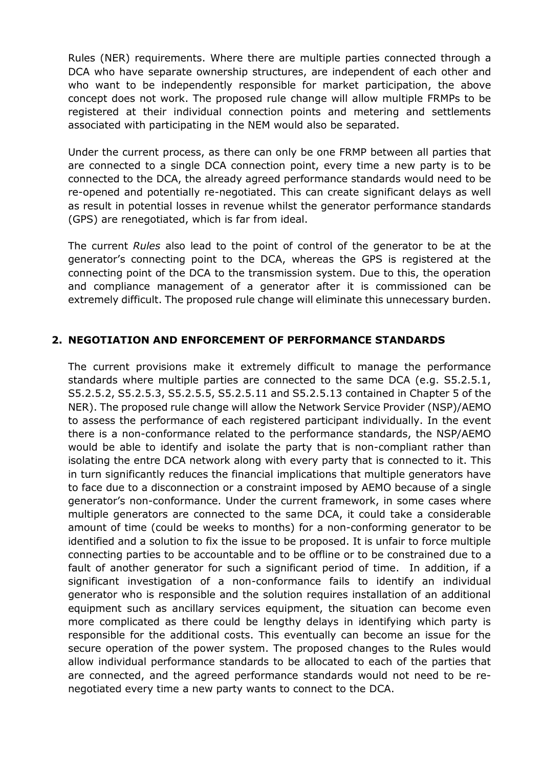Rules (NER) requirements. Where there are multiple parties connected through a DCA who have separate ownership structures, are independent of each other and who want to be independently responsible for market participation, the above concept does not work. The proposed rule change will allow multiple FRMPs to be registered at their individual connection points and metering and settlements associated with participating in the NEM would also be separated.

Under the current process, as there can only be one FRMP between all parties that are connected to a single DCA connection point, every time a new party is to be connected to the DCA, the already agreed performance standards would need to be re-opened and potentially re-negotiated. This can create significant delays as well as result in potential losses in revenue whilst the generator performance standards (GPS) are renegotiated, which is far from ideal.

The current *Rules* also lead to the point of control of the generator to be at the generator's connecting point to the DCA, whereas the GPS is registered at the connecting point of the DCA to the transmission system. Due to this, the operation and compliance management of a generator after it is commissioned can be extremely difficult. The proposed rule change will eliminate this unnecessary burden.

## 2. NEGOTIATION AND ENFORCEMENT OF PERFORMANCE STANDARDS

The current provisions make it extremely difficult to manage the performance standards where multiple parties are connected to the same DCA (e.g. S5.2.5.1, S5.2.5.2, S5.2.5.3, S5.2.5.5, S5.2.5.11 and S5.2.5.13 contained in Chapter 5 of the NER). The proposed rule change will allow the Network Service Provider (NSP)/AEMO to assess the performance of each registered participant individually. In the event there is a non-conformance related to the performance standards, the NSP/AEMO would be able to identify and isolate the party that is non-compliant rather than isolating the entre DCA network along with every party that is connected to it. This in turn significantly reduces the financial implications that multiple generators have to face due to a disconnection or a constraint imposed by AEMO because of a single generator's non-conformance. Under the current framework, in some cases where multiple generators are connected to the same DCA, it could take a considerable amount of time (could be weeks to months) for a non-conforming generator to be identified and a solution to fix the issue to be proposed. It is unfair to force multiple connecting parties to be accountable and to be offline or to be constrained due to a fault of another generator for such a significant period of time. In addition, if a significant investigation of a non-conformance fails to identify an individual generator who is responsible and the solution requires installation of an additional equipment such as ancillary services equipment, the situation can become even more complicated as there could be lengthy delays in identifying which party is responsible for the additional costs. This eventually can become an issue for the secure operation of the power system. The proposed changes to the Rules would allow individual performance standards to be allocated to each of the parties that are connected, and the agreed performance standards would not need to be re-negotiated every time a new party wants to connect to the DCA.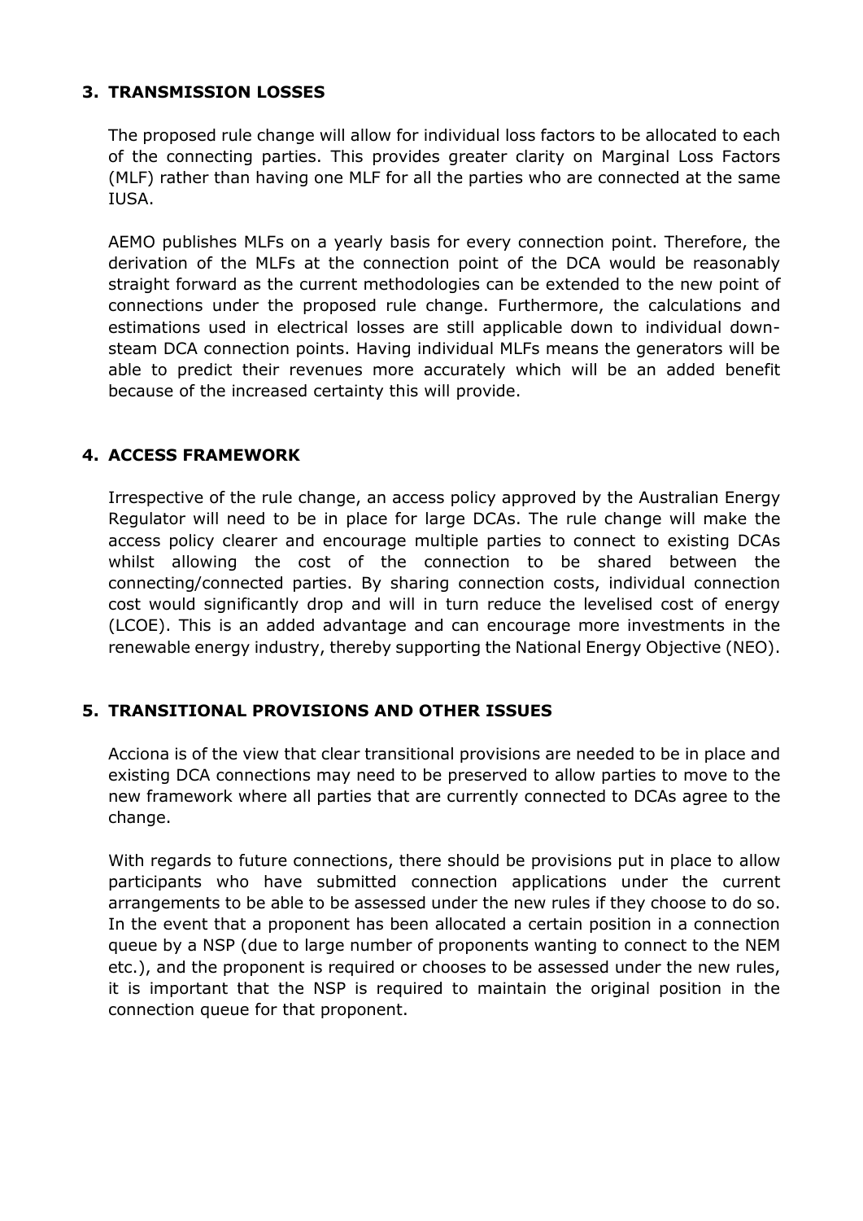## 3. TRANSMISSION LOSSES

The proposed rule change will allow for individual loss factors to be allocated to each of the connecting parties. This provides greater clarity on Marginal Loss Factors (MLF) rather than having one MLF for all the parties who are connected at the same IUSA.

AEMO publishes MLFs on a yearly basis for every connection point. Therefore, the derivation of the MLFs at the connection point of the DCA would be reasonably straight forward as the current methodologies can be extended to the new point of connections under the proposed rule change. Furthermore, the calculations and estimations used in electrical losses are still applicable down to individual down-steam DCA connection points. Having individual MLFs means the generators will be able to predict their revenues more accurately which will be an added benefit because of the increased certainty this will provide.

## 4. ACCESS FRAMEWORK

Irrespective of the rule change, an access policy approved by the Australian Energy Regulator will need to be in place for large DCAs. The rule change will make the access policy clearer and encourage multiple parties to connect to existing DCAs whilst allowing the cost of the connection to be shared between the connecting/connected parties. By sharing connection costs, individual connection cost would significantly drop and will in turn reduce the levelised cost of energy (LCOE). This is an added advantage and can encourage more investments in the renewable energy industry, thereby supporting the National Energy Objective (NEO).

## 5. TRANSITIONAL PROVISIONS AND OTHER ISSUES

Acciona is of the view that clear transitional provisions are needed to be in place and existing DCA connections may need to be preserved to allow parties to move to the new framework where all parties that are currently connected to DCAs agree to the change.

With regards to future connections, there should be provisions put in place to allow participants who have submitted connection applications under the current arrangements to be able to be assessed under the new rules if they choose to do so. In the event that a proponent has been allocated a certain position in a connection queue by a NSP (due to large number of proponents wanting to connect to the NEM etc.), and the proponent is required or chooses to be assessed under the new rules, it is important that the NSP is required to maintain the original position in the connection queue for that proponent.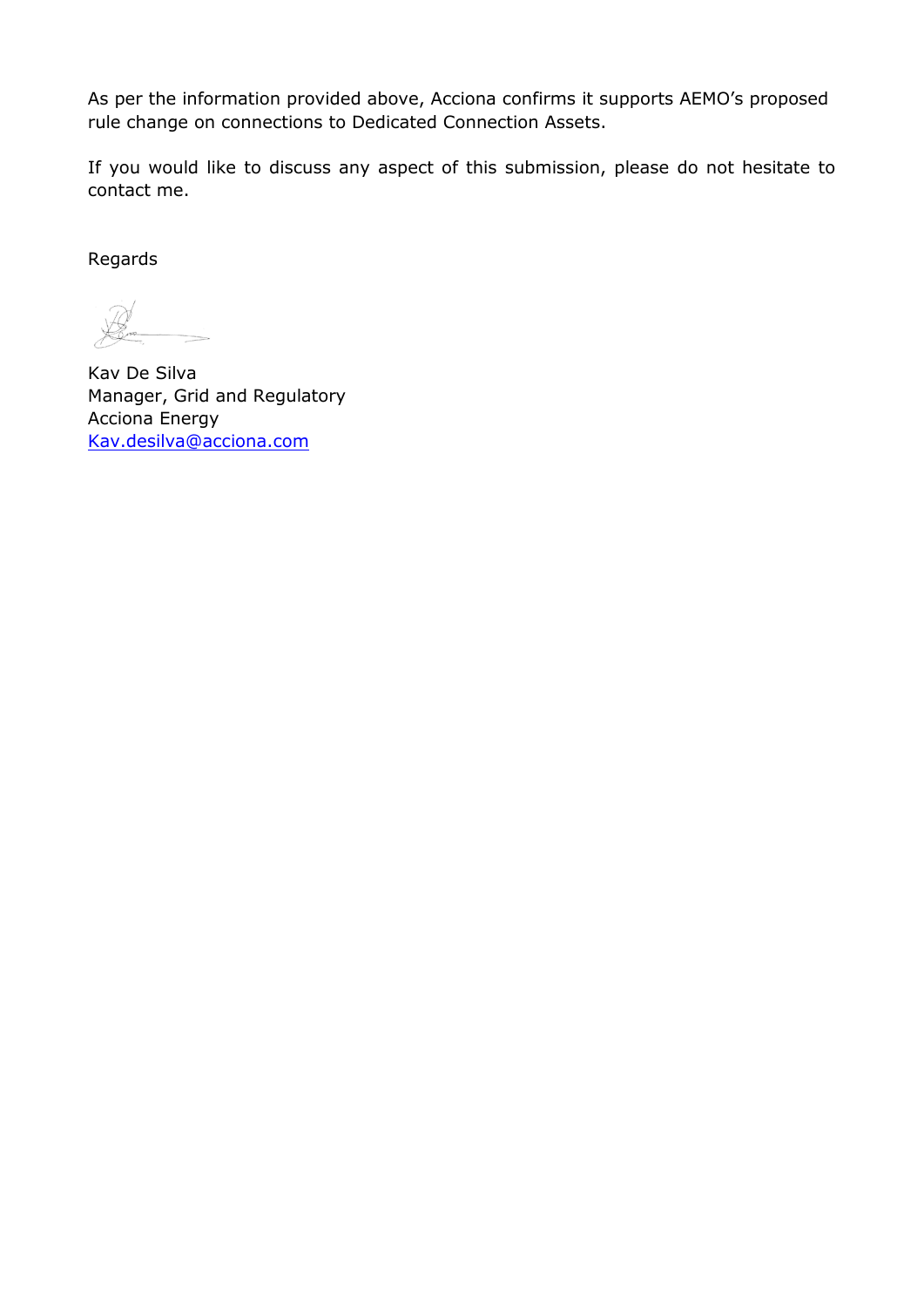As per the information provided above, Acciona confirms it supports AEMO's proposed rule change on connections to Dedicated Connection Assets.

If you would like to discuss any aspect of this submission, please do not hesitate to contact me.

Regards

Kav De Silva
Manager, Grid and Regulatory
Acciona Energy
[Kav.desilva@acciona.com](mailto:Kav.desilva@acciona.com)